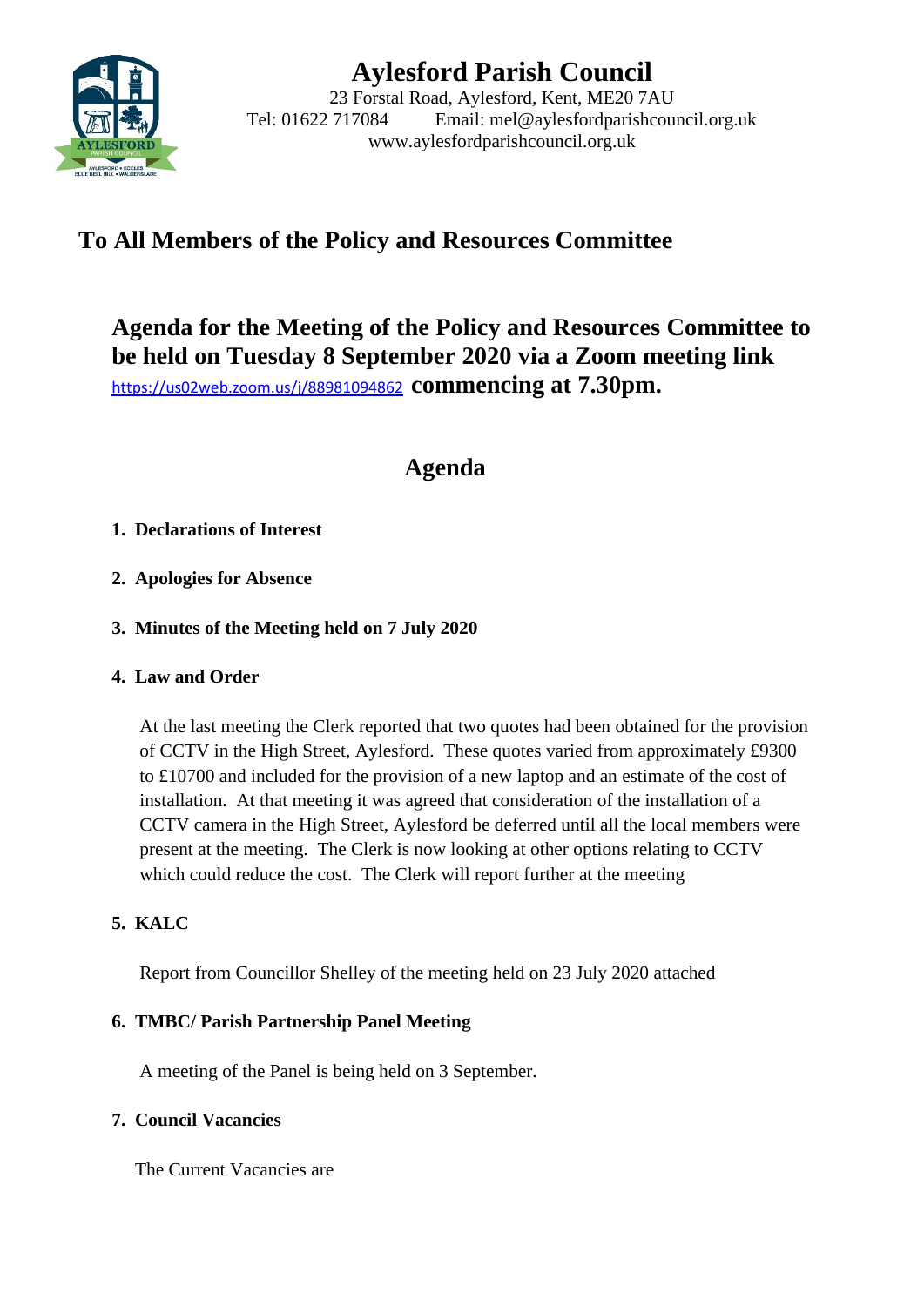# Aylesford Parish Council

23 Forstal Road, Aylesford, Kent, ME20 7AU
Tel: 01622 717084 Email: mel@aylesfordparishcouncil.org.uk
www.aylesfordparishcouncil.org.uk

## To All Members of the Policy and Resources Committee

## Agenda for the Meeting of the Policy and Resources Committee to be held on Tuesday 8 September 2020 via a Zoom meeting link https://us02web.zoom.us/j/88981094862 commencing at 7.30pm.

## Agenda

1. **Declarations of Interest**

2. **Apologies for Absence**

3. **Minutes of the Meeting held on 7 July 2020**

4. **Law and Order**

   At the last meeting the Clerk reported that two quotes had been obtained for the provision of CCTV in the High Street, Aylesford. These quotes varied from approximately £9300 to £10700 and included for the provision of a new laptop and an estimate of the cost of installation. At that meeting it was agreed that consideration of the installation of a CCTV camera in the High Street, Aylesford be deferred until all the local members were present at the meeting. The Clerk is now looking at other options relating to CCTV which could reduce the cost. The Clerk will report further at the meeting

5. **KALC**

   Report from Councillor Shelley of the meeting held on 23 July 2020 attached

6. **TMBC/ Parish Partnership Panel Meeting**

   A meeting of the Panel is being held on 3 September.

7. **Council Vacancies**

   The Current Vacancies are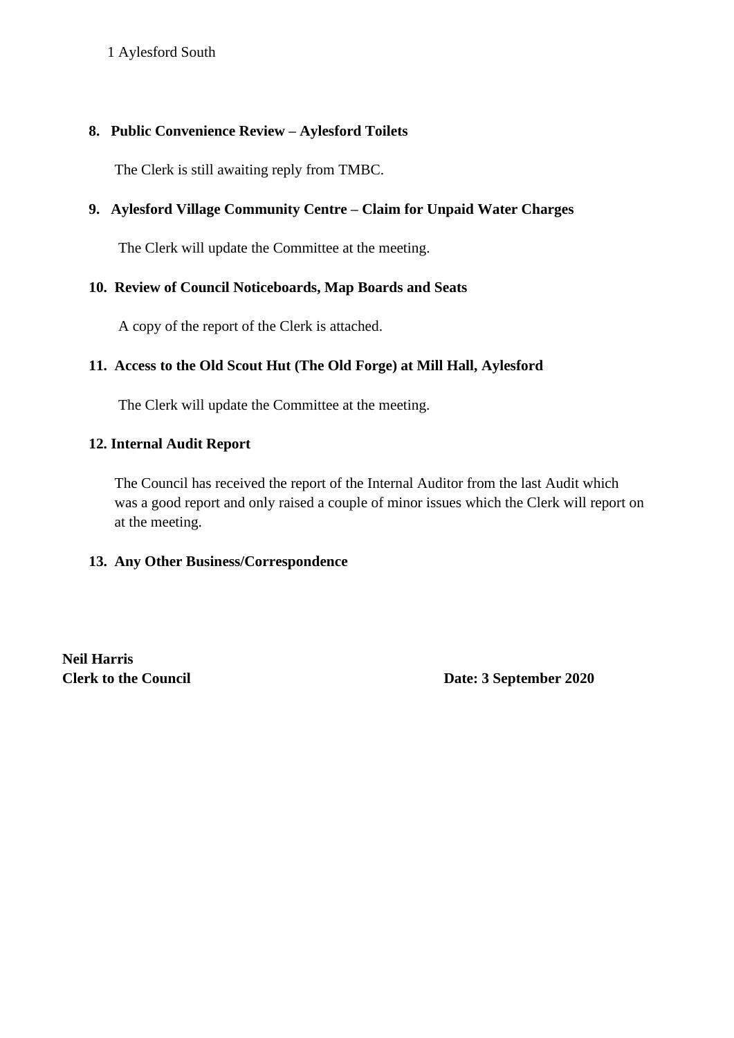1 Aylesford South

**8. Public Convenience Review – Aylesford Toilets**

The Clerk is still awaiting reply from TMBC.

**9. Aylesford Village Community Centre – Claim for Unpaid Water Charges**

The Clerk will update the Committee at the meeting.

**10. Review of Council Noticeboards, Map Boards and Seats**

A copy of the report of the Clerk is attached.

**11. Access to the Old Scout Hut (The Old Forge) at Mill Hall, Aylesford**

The Clerk will update the Committee at the meeting.

**12. Internal Audit Report**

The Council has received the report of the Internal Auditor from the last Audit which was a good report and only raised a couple of minor issues which the Clerk will report on at the meeting.

**13. Any Other Business/Correspondence**

**Neil Harris**
**Clerk to the Council** **Date: 3 September 2020**